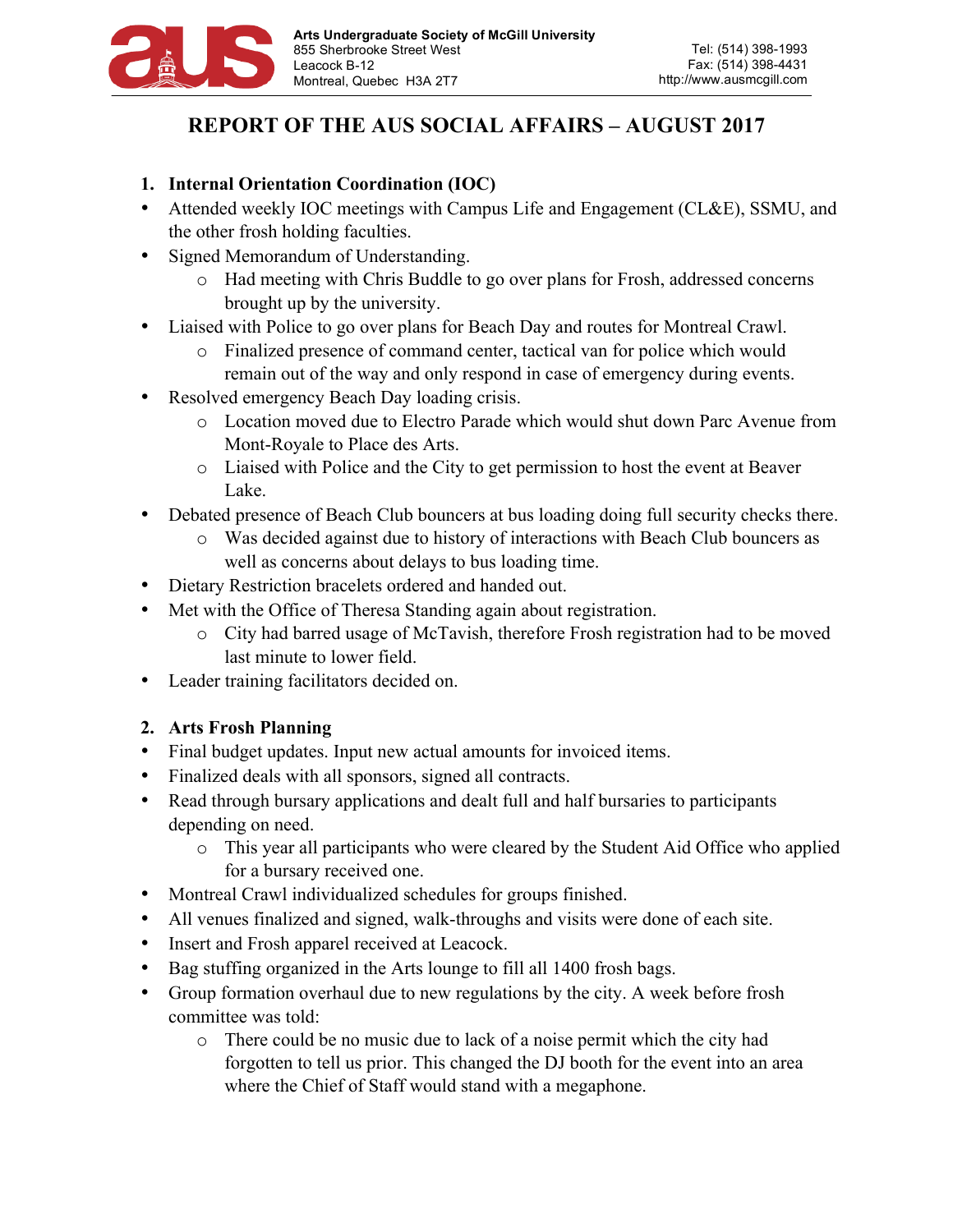**Arts Undergraduate Society of McGill University**
855 Sherbrooke Street West
Leacock B-12
Montreal, Quebec H3A 2T7

Tel: (514) 398-1993
Fax: (514) 398-4431
http://www.ausmcgill.com

# REPORT OF THE AUS SOCIAL AFFAIRS – AUGUST 2017

## 1. Internal Orientation Coordination (IOC)

- Attended weekly IOC meetings with Campus Life and Engagement (CL&E), SSMU, and the other frosh holding faculties.
- Signed Memorandum of Understanding.
  - Had meeting with Chris Buddle to go over plans for Frosh, addressed concerns brought up by the university.
- Liaised with Police to go over plans for Beach Day and routes for Montreal Crawl.
  - Finalized presence of command center, tactical van for police which would remain out of the way and only respond in case of emergency during events.
- Resolved emergency Beach Day loading crisis.
  - Location moved due to Electro Parade which would shut down Parc Avenue from Mont-Royale to Place des Arts.
  - Liaised with Police and the City to get permission to host the event at Beaver Lake.
- Debated presence of Beach Club bouncers at bus loading doing full security checks there.
  - Was decided against due to history of interactions with Beach Club bouncers as well as concerns about delays to bus loading time.
- Dietary Restriction bracelets ordered and handed out.
- Met with the Office of Theresa Standing again about registration.
  - City had barred usage of McTavish, therefore Frosh registration had to be moved last minute to lower field.
- Leader training facilitators decided on.

## 2. Arts Frosh Planning

- Final budget updates. Input new actual amounts for invoiced items.
- Finalized deals with all sponsors, signed all contracts.
- Read through bursary applications and dealt full and half bursaries to participants depending on need.
  - This year all participants who were cleared by the Student Aid Office who applied for a bursary received one.
- Montreal Crawl individualized schedules for groups finished.
- All venues finalized and signed, walk-throughs and visits were done of each site.
- Insert and Frosh apparel received at Leacock.
- Bag stuffing organized in the Arts lounge to fill all 1400 frosh bags.
- Group formation overhaul due to new regulations by the city. A week before frosh committee was told:
  - There could be no music due to lack of a noise permit which the city had forgotten to tell us prior. This changed the DJ booth for the event into an area where the Chief of Staff would stand with a megaphone.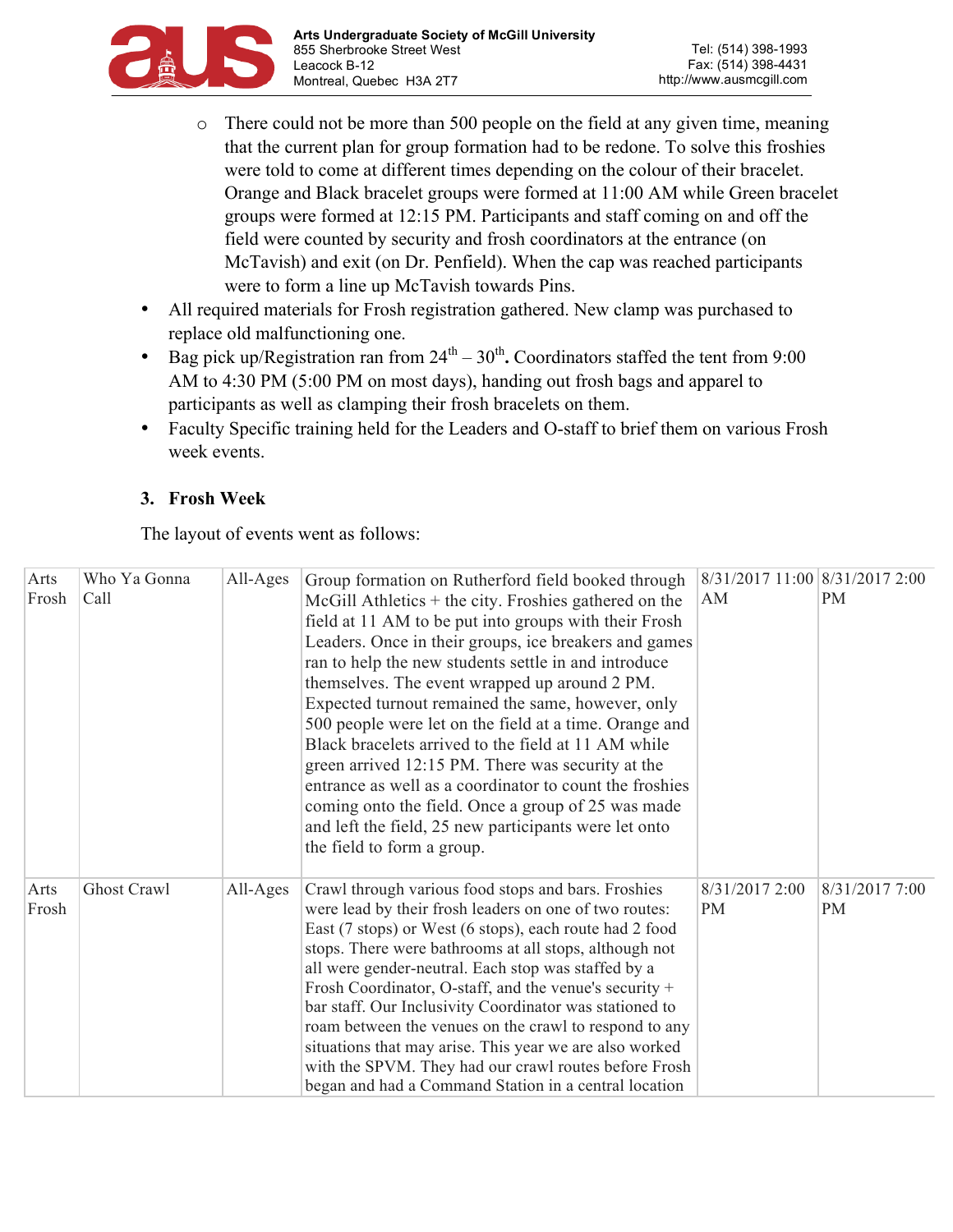- There could not be more than 500 people on the field at any given time, meaning that the current plan for group formation had to be redone. To solve this froshies were told to come at different times depending on the colour of their bracelet. Orange and Black bracelet groups were formed at 11:00 AM while Green bracelet groups were formed at 12:15 PM. Participants and staff coming on and off the field were counted by security and frosh coordinators at the entrance (on McTavish) and exit (on Dr. Penfield). When the cap was reached participants were to form a line up McTavish towards Pins.

- All required materials for Frosh registration gathered. New clamp was purchased to replace old malfunctioning one.
- Bag pick up/Registration ran from 24th – 30th**.** Coordinators staffed the tent from 9:00 AM to 4:30 PM (5:00 PM on most days), handing out frosh bags and apparel to participants as well as clamping their frosh bracelets on them.
- Faculty Specific training held for the Leaders and O-staff to brief them on various Frosh week events.

### 3. Frosh Week

The layout of events went as follows:

| | | | | | |
|---|---|---|---|---|---|
| Arts Frosh | Who Ya Gonna Call | All-Ages | Group formation on Rutherford field booked through McGill Athletics + the city. Froshies gathered on the field at 11 AM to be put into groups with their Frosh Leaders. Once in their groups, ice breakers and games ran to help the new students settle in and introduce themselves. The event wrapped up around 2 PM. Expected turnout remained the same, however, only 500 people were let on the field at a time. Orange and Black bracelets arrived to the field at 11 AM while green arrived 12:15 PM. There was security at the entrance as well as a coordinator to count the froshies coming onto the field. Once a group of 25 was made and left the field, 25 new participants were let onto the field to form a group. | 8/31/2017 11:00 AM | 8/31/2017 2:00 PM |
| Arts Frosh | Ghost Crawl | All-Ages | Crawl through various food stops and bars. Froshies were lead by their frosh leaders on one of two routes: East (7 stops) or West (6 stops), each route had 2 food stops. There were bathrooms at all stops, although not all were gender-neutral. Each stop was staffed by a Frosh Coordinator, O-staff, and the venue's security + bar staff. Our Inclusivity Coordinator was stationed to roam between the venues on the crawl to respond to any situations that may arise. This year we are also worked with the SPVM. They had our crawl routes before Frosh began and had a Command Station in a central location | 8/31/2017 2:00 PM | 8/31/2017 7:00 PM |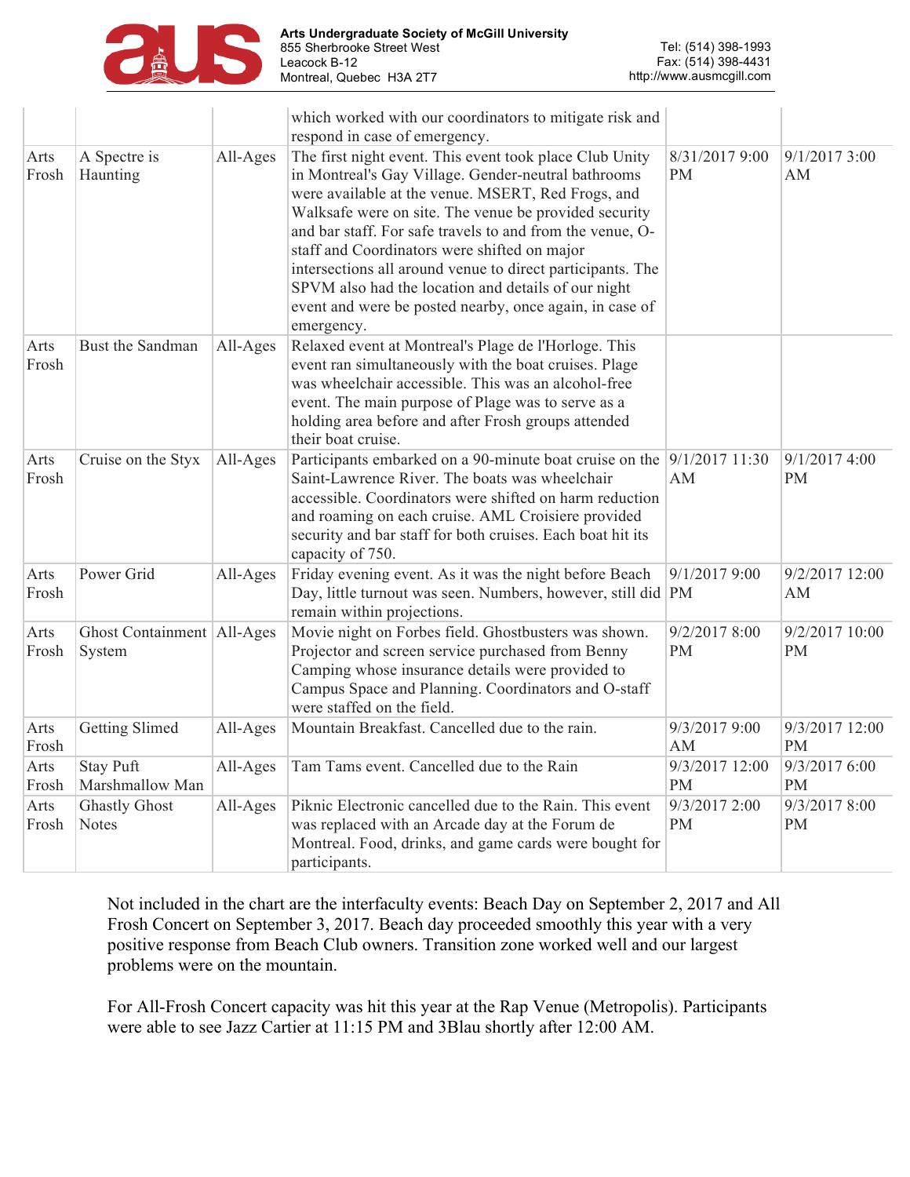| | | | which worked with our coordinators to mitigate risk and respond in case of emergency. | | |
|---|---|---|---|---|---|
| Arts Frosh | A Spectre is Haunting | All-Ages | The first night event. This event took place Club Unity in Montreal's Gay Village. Gender-neutral bathrooms were available at the venue. MSERT, Red Frogs, and Walksafe were on site. The venue be provided security and bar staff. For safe travels to and from the venue, O-staff and Coordinators were shifted on major intersections all around venue to direct participants. The SPVM also had the location and details of our night event and were be posted nearby, once again, in case of emergency. | 8/31/2017 9:00 PM | 9/1/2017 3:00 AM |
| Arts Frosh | Bust the Sandman | All-Ages | Relaxed event at Montreal's Plage de l'Horloge. This event ran simultaneously with the boat cruises. Plage was wheelchair accessible. This was an alcohol-free event. The main purpose of Plage was to serve as a holding area before and after Frosh groups attended their boat cruise. | | |
| Arts Frosh | Cruise on the Styx | All-Ages | Participants embarked on a 90-minute boat cruise on the Saint-Lawrence River. The boats was wheelchair accessible. Coordinators were shifted on harm reduction and roaming on each cruise. AML Croisiere provided security and bar staff for both cruises. Each boat hit its capacity of 750. | 9/1/2017 11:30 AM | 9/1/2017 4:00 PM |
| Arts Frosh | Power Grid | All-Ages | Friday evening event. As it was the night before Beach Day, little turnout was seen. Numbers, however, still did remain within projections. | 9/1/2017 9:00 PM | 9/2/2017 12:00 AM |
| Arts Frosh | Ghost Containment System | All-Ages | Movie night on Forbes field. Ghostbusters was shown. Projector and screen service purchased from Benny Camping whose insurance details were provided to Campus Space and Planning. Coordinators and O-staff were staffed on the field. | 9/2/2017 8:00 PM | 9/2/2017 10:00 PM |
| Arts Frosh | Getting Slimed | All-Ages | Mountain Breakfast. Cancelled due to the rain. | 9/3/2017 9:00 AM | 9/3/2017 12:00 PM |
| Arts Frosh | Stay Puft Marshmallow Man | All-Ages | Tam Tams event. Cancelled due to the Rain | 9/3/2017 12:00 PM | 9/3/2017 6:00 PM |
| Arts Frosh | Ghastly Ghost Notes | All-Ages | Piknic Electronic cancelled due to the Rain. This event was replaced with an Arcade day at the Forum de Montreal. Food, drinks, and game cards were bought for participants. | 9/3/2017 2:00 PM | 9/3/2017 8:00 PM |

Not included in the chart are the interfaculty events: Beach Day on September 2, 2017 and All Frosh Concert on September 3, 2017. Beach day proceeded smoothly this year with a very positive response from Beach Club owners. Transition zone worked well and our largest problems were on the mountain.

For All-Frosh Concert capacity was hit this year at the Rap Venue (Metropolis). Participants were able to see Jazz Cartier at 11:15 PM and 3Blau shortly after 12:00 AM.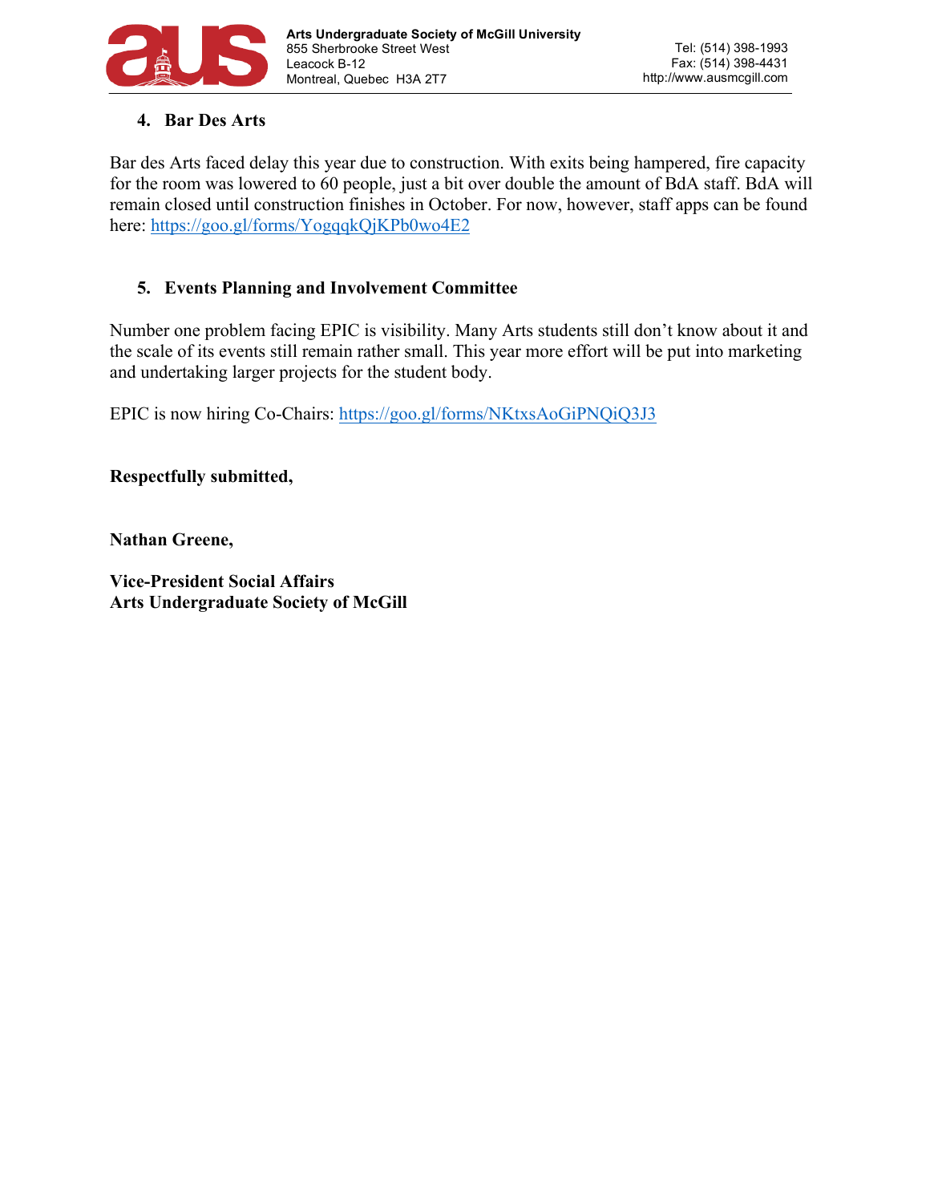## 4. Bar Des Arts

Bar des Arts faced delay this year due to construction. With exits being hampered, fire capacity for the room was lowered to 60 people, just a bit over double the amount of BdA staff. BdA will remain closed until construction finishes in October. For now, however, staff apps can be found here: https://goo.gl/forms/YogqqkQjKPb0wo4E2

## 5. Events Planning and Involvement Committee

Number one problem facing EPIC is visibility. Many Arts students still don't know about it and the scale of its events still remain rather small. This year more effort will be put into marketing and undertaking larger projects for the student body.

EPIC is now hiring Co-Chairs: https://goo.gl/forms/NKtxsAoGiPNQiQ3J3

**Respectfully submitted,**

**Nathan Greene,**

**Vice-President Social Affairs**
**Arts Undergraduate Society of McGill**